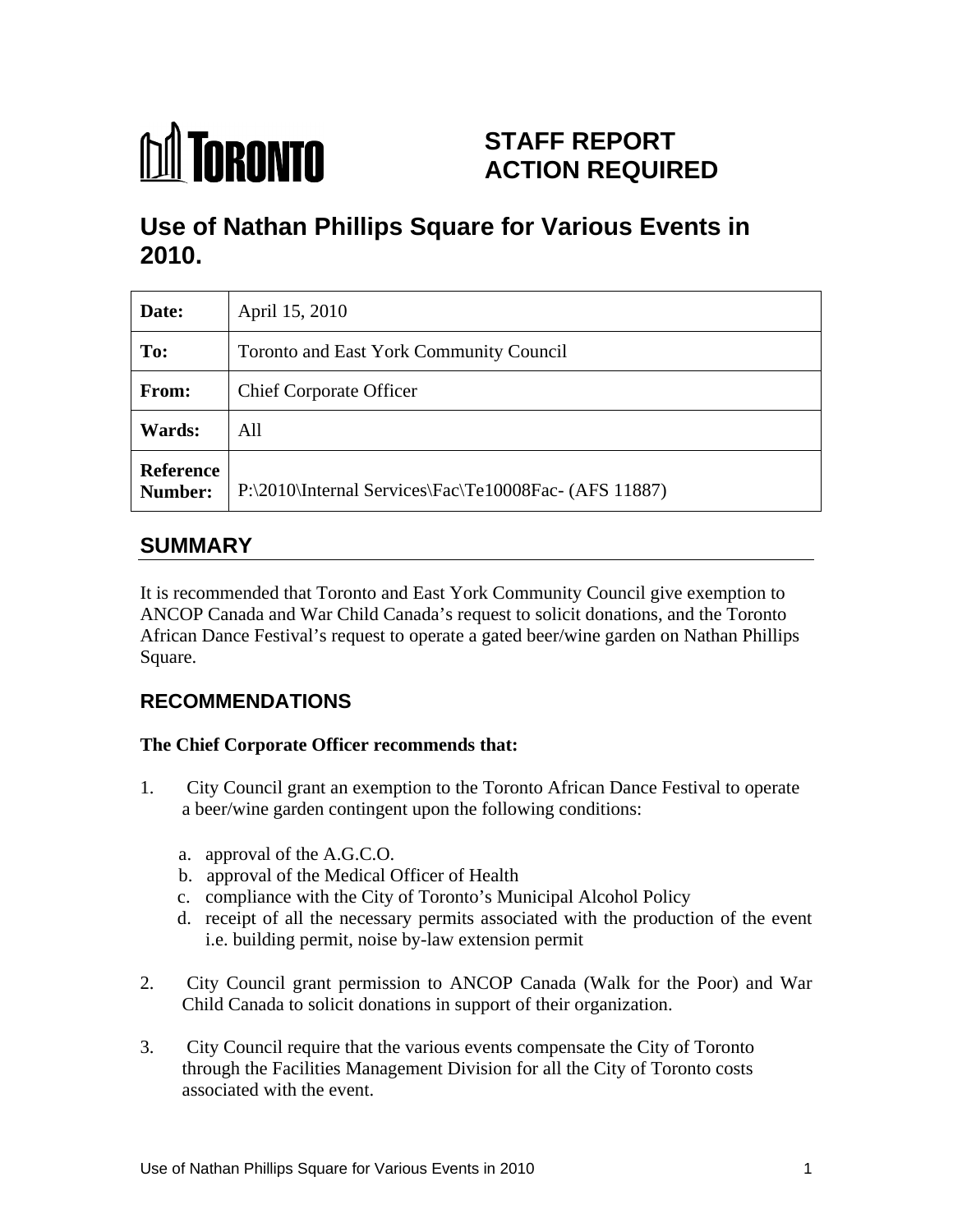TORONTO

# STAFF REPORT
# ACTION REQUIRED

# Use of Nathan Phillips Square for Various Events in 2010.

| Date: | April 15, 2010 |
|---|---|
| To: | Toronto and East York Community Council |
| From: | Chief Corporate Officer |
| Wards: | All |
| Reference Number: | P:\2010\Internal Services\Fac\Te10008Fac- (AFS 11887) |

## SUMMARY

It is recommended that Toronto and East York Community Council give exemption to ANCOP Canada and War Child Canada's request to solicit donations, and the Toronto African Dance Festival's request to operate a gated beer/wine garden on Nathan Phillips Square.

## RECOMMENDATIONS

**The Chief Corporate Officer recommends that:**

1. City Council grant an exemption to the Toronto African Dance Festival to operate a beer/wine garden contingent upon the following conditions:

   a. approval of the A.G.C.O.
   b. approval of the Medical Officer of Health
   c. compliance with the City of Toronto's Municipal Alcohol Policy
   d. receipt of all the necessary permits associated with the production of the event i.e. building permit, noise by-law extension permit

2. City Council grant permission to ANCOP Canada (Walk for the Poor) and War Child Canada to solicit donations in support of their organization.

3. City Council require that the various events compensate the City of Toronto through the Facilities Management Division for all the City of Toronto costs associated with the event.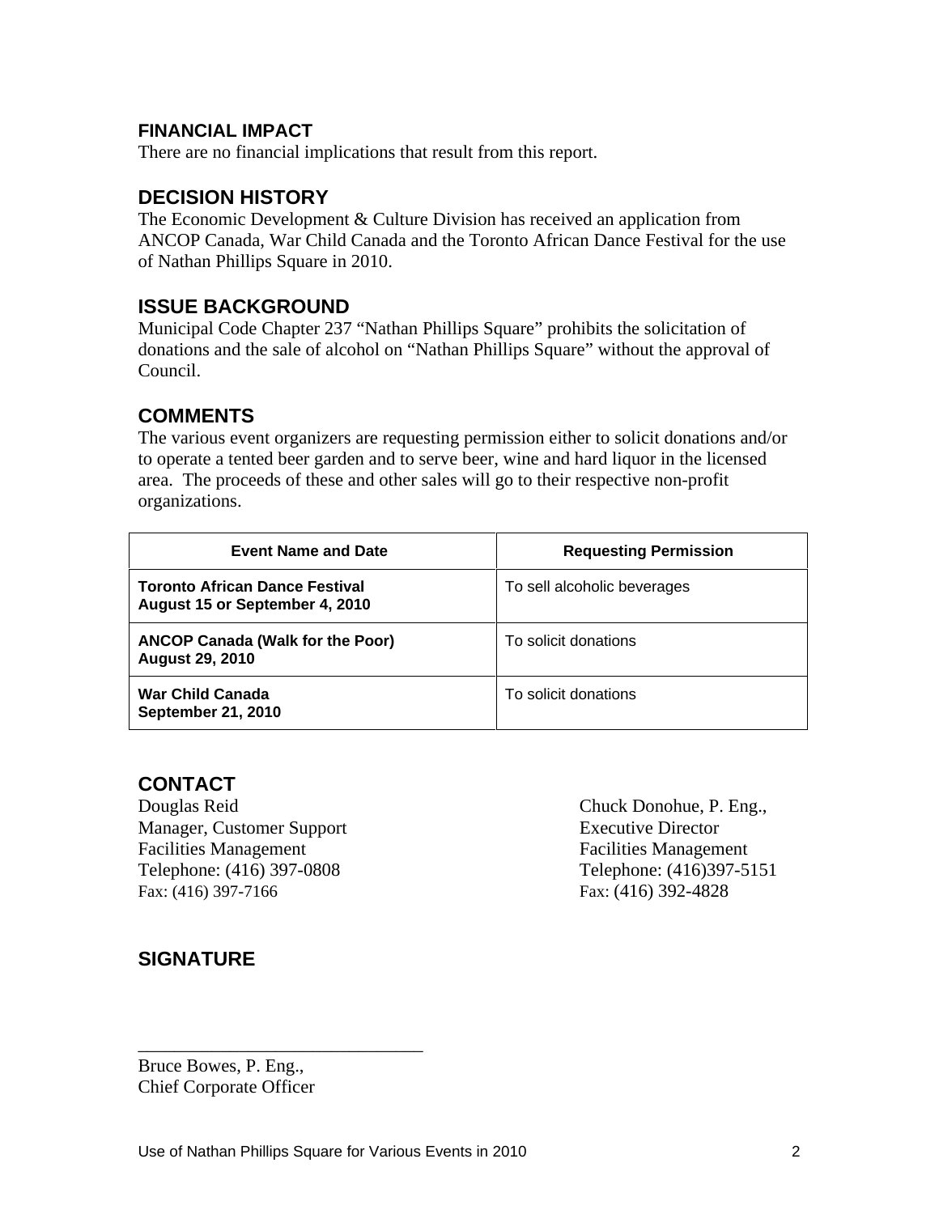## FINANCIAL IMPACT

There are no financial implications that result from this report.

## DECISION HISTORY

The Economic Development & Culture Division has received an application from ANCOP Canada, War Child Canada and the Toronto African Dance Festival for the use of Nathan Phillips Square in 2010.

## ISSUE BACKGROUND

Municipal Code Chapter 237 "Nathan Phillips Square" prohibits the solicitation of donations and the sale of alcohol on "Nathan Phillips Square" without the approval of Council.

## COMMENTS

The various event organizers are requesting permission either to solicit donations and/or to operate a tented beer garden and to serve beer, wine and hard liquor in the licensed area. The proceeds of these and other sales will go to their respective non-profit organizations.

| Event Name and Date | Requesting Permission |
|---|---|
| **Toronto African Dance Festival<br>August 15 or September 4, 2010** | To sell alcoholic beverages |
| **ANCOP Canada (Walk for the Poor)<br>August 29, 2010** | To solicit donations |
| **War Child Canada<br>September 21, 2010** | To solicit donations |

## CONTACT

Douglas Reid
Manager, Customer Support
Facilities Management
Telephone: (416) 397-0808
Fax: (416) 397-7166

Chuck Donohue, P. Eng.,
Executive Director
Facilities Management
Telephone: (416)397-5151
Fax: (416) 392-4828

## SIGNATURE

_______________________________

Bruce Bowes, P. Eng.,
Chief Corporate Officer